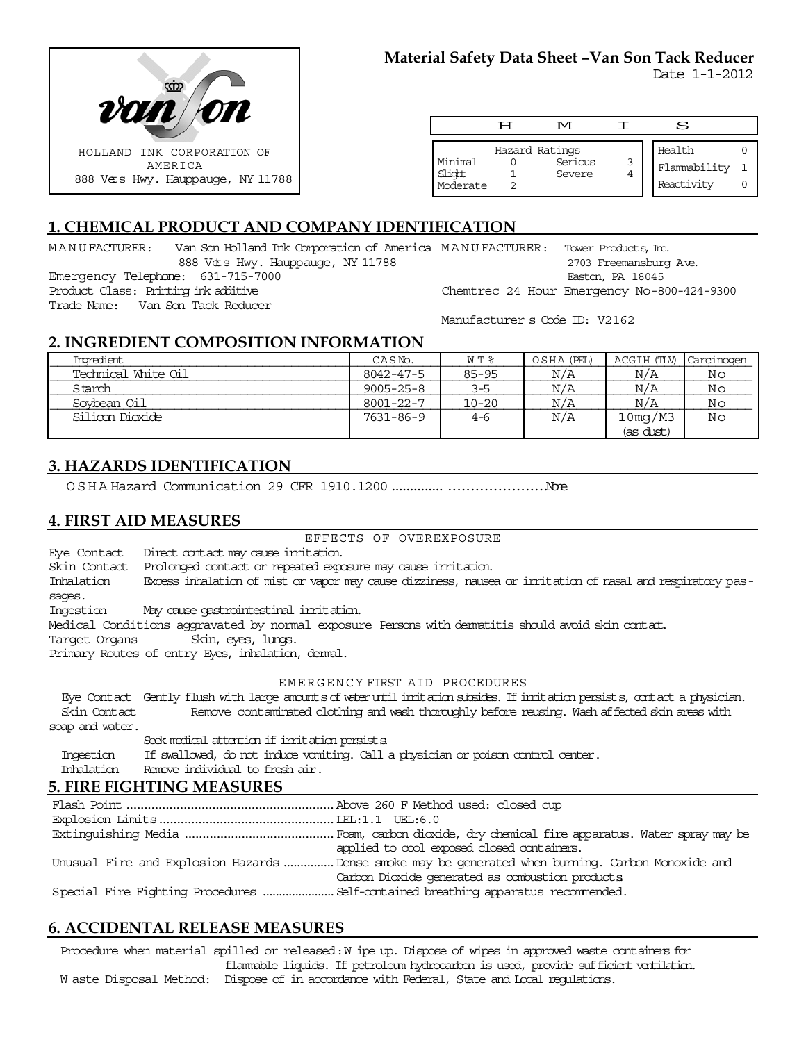HOLLAND INK CORPORATION OF AMERICA
888 Vets Hwy. Hauppauge, NY 11788

**Material Safety Data Sheet –Van Son Tack Reducer**

Date 1-1-2012

| H | M | I | S |
|---|---|---|---|

| Hazard Ratings | | | |
|---|---|---|---|
| Minimal | 0 | Serious | 3 |
| Slight | 1 | Severe | 4 |
| Moderate | 2 | | |

| | |
|---|---|
| Health | 0 |
| Flammability | 1 |
| Reactivity | 0 |

## 1. CHEMICAL PRODUCT AND COMPANY IDENTIFICATION

MANUFACTURER: Van Son Holland Ink Corporation of America
888 Vets Hwy. Hauppauge, NY 11788
Emergency Telephone: 631-715-7000
Product Class: Printing ink additive
Trade Name: Van Son Tack Reducer

MANUFACTURER: Tower Products, Inc.
2703 Freemansburg Ave.
Easton, PA 18045
Chemtrec 24 Hour Emergency No-800-424-9300

Manufacturer s Code ID: V2162

## 2. INGREDIENT COMPOSITION INFORMATION

| Ingredient | CAS No. | WT % | OSHA (PEL) | ACGIH (TLV) | Carcinogen |
|---|---|---|---|---|---|
| Technical White Oil | 8042-47-5 | 85-95 | N/A | N/A | No |
| Starch | 9005-25-8 | 3-5 | N/A | N/A | No |
| Soybean Oil | 8001-22-7 | 10-20 | N/A | N/A | No |
| Silicon Dioxide | 7631-86-9 | 4-6 | N/A | 10mg/M3 (as dust) | No |

## 3. HAZARDS IDENTIFICATION

OSHA Hazard Communication 29 CFR 1910.1200 ................................None

## 4. FIRST AID MEASURES

EFFECTS OF OVEREXPOSURE

Eye Contact Direct contact may cause irritation.
Skin Contact Prolonged contact or repeated exposure may cause irritation.
Inhalation Excess inhalation of mist or vapor may cause dizziness, nausea or irritation of nasal and respiratory passages.
Ingestion May cause gastrointestinal irritation.
Medical Conditions aggravated by normal exposure Persons with dermatitis should avoid skin contact.
Target Organs Skin, eyes, lungs.
Primary Routes of entry Eyes, inhalation, dermal.

EMERGENCY FIRST AID PROCEDURES

Eye Contact Gently flush with large amounts of water until irritation subsides. If irritation persists, contact a physician.
Skin Contact Remove contaminated clothing and wash thoroughly before reusing. Wash affected skin areas with soap and water.
Seek medical attention if irritation persists.
Ingestion If swallowed, do not induce vomiting. Call a physician or poison control center.
Inhalation Remove individual to fresh air.

## 5. FIRE FIGHTING MEASURES

Flash Point ........................................ Above 260 F Method used: closed cup
Explosion Limits ........................................ LEL:1.1 UEL:6.0
Extinguishing Media ........................................ Foam, carbon dioxide, dry chemical fire apparatus. Water spray may be applied to cool exposed closed containers.
Unusual Fire and Explosion Hazards ............... Dense smoke may be generated when burning. Carbon Monoxide and Carbon Dioxide generated as combustion products
Special Fire Fighting Procedures ..................... Self-contained breathing apparatus recommended.

## 6. ACCIDENTAL RELEASE MEASURES

Procedure when material spilled or released: Wipe up. Dispose of wipes in approved waste containers for flammable liquids. If petroleum hydrocarbon is used, provide sufficient ventilation.
Waste Disposal Method: Dispose of in accordance with Federal, State and Local regulations.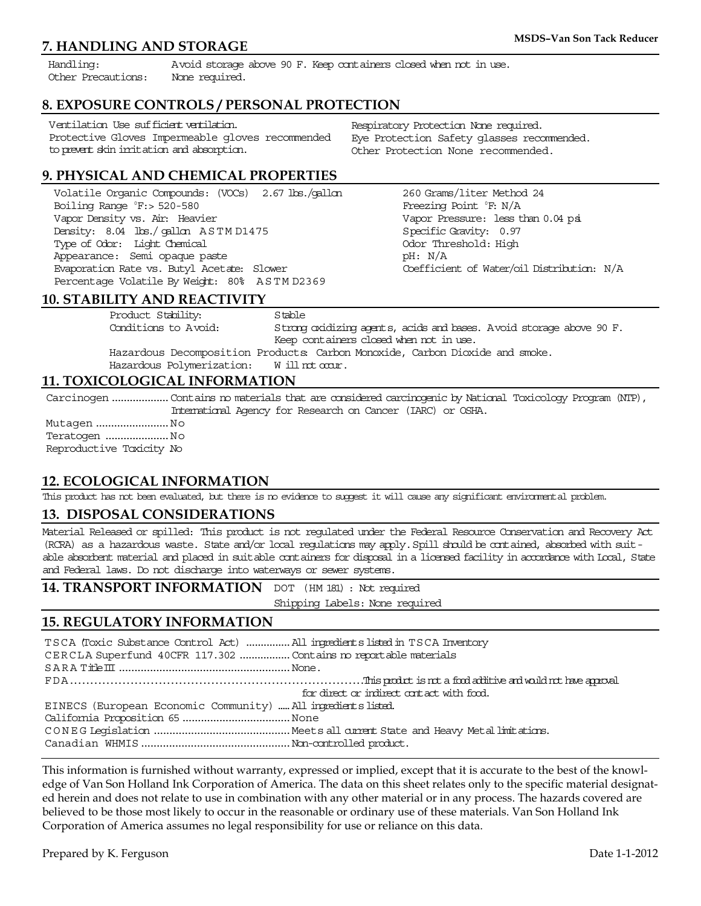## 7. HANDLING AND STORAGE

Handling: Avoid storage above 90 F. Keep containers closed when not in use.
Other Precautions: None required.

## 8. EXPOSURE CONTROLS / PERSONAL PROTECTION

Ventilation Use sufficient ventilation.
Protective Gloves Impermeable gloves recommended to prevent skin irritation and absorption.

Respiratory Protection None required.
Eye Protection Safety glasses recommended.
Other Protection None recommended.

## 9. PHYSICAL AND CHEMICAL PROPERTIES

Volatile Organic Compounds: (VOCs) 2.67 lbs./gallon
Boiling Range °F:> 520-580
Vapor Density vs. Air: Heavier
Density: 8.04 lbs./gallon ASTM D1475
Type of Odor: Light Chemical
Appearance: Semi opaque paste
Evaporation Rate vs. Butyl Acetate: Slower
Percentage Volatile By Weight: 80% ASTM D2369

260 Grams/liter Method 24
Freezing Point °F: N/A
Vapor Pressure: less than 0.04 psi
Specific Gravity: 0.97
Odor Threshold: High
pH: N/A
Coefficient of Water/oil Distribution: N/A

## 10. STABILITY AND REACTIVITY

Product Stability: Stable
Conditions to Avoid: Strong oxidizing agents, acids and bases. Avoid storage above 90 F. Keep containers closed when not in use.
Hazardous Decomposition Products: Carbon Monoxide, Carbon Dioxide and smoke.
Hazardous Polymerization: Will not occur.

## 11. TOXICOLOGICAL INFORMATION

Carcinogen .................. Contains no materials that are considered carcinogenic by National Toxicology Program (NTP), International Agency for Research on Cancer (IARC) or OSHA.
Mutagen ........................ No
Teratogen ..................... No
Reproductive Toxicity No

## 12. ECOLOGICAL INFORMATION

This product has not been evaluated, but there is no evidence to suggest it will cause any significant environmental problem.

## 13. DISPOSAL CONSIDERATIONS

Material Released or spilled: This product is not regulated under the Federal Resource Conservation and Recovery Act (RCRA) as a hazardous waste. State and/or local regulations may apply. Spill should be contained, absorbed with suitable absorbent material and placed in suitable containers for disposal in a licensed facility in accordance with Local, State and Federal laws. Do not discharge into waterways or sewer systems.

## 14. TRANSPORT INFORMATION

DOT (HM 181) : Not required
Shipping Labels: None required

## 15. REGULATORY INFORMATION

TSCA (Toxic Substance Control Act) ............... All ingredients listed in TSCA Inventory
CERCLA Superfund 40CFR 117.302 ................. Contains no reportable materials
SARA Title III ....................................................... None.
FDA ........................................................................ This product is not a food additive and would not have approval for direct or indirect contact with food.
EINECS (European Economic Community) ..... All ingredients listed.
California Proposition 65 ................................... None
CONEG Legislation ............................................ Meets all current State and Heavy Metal limitations.
Canadian WHMIS ............................................... Non-controlled product.

This information is furnished without warranty, expressed or implied, except that it is accurate to the best of the knowledge of Van Son Holland Ink Corporation of America. The data on this sheet relates only to the specific material designated herein and does not relate to use in combination with any other material or in any process. The hazards covered are believed to be those most likely to occur in the reasonable or ordinary use of these materials. Van Son Holland Ink Corporation of America assumes no legal responsibility for use or reliance on this data.

Prepared by K. Ferguson

Date 1-1-2012